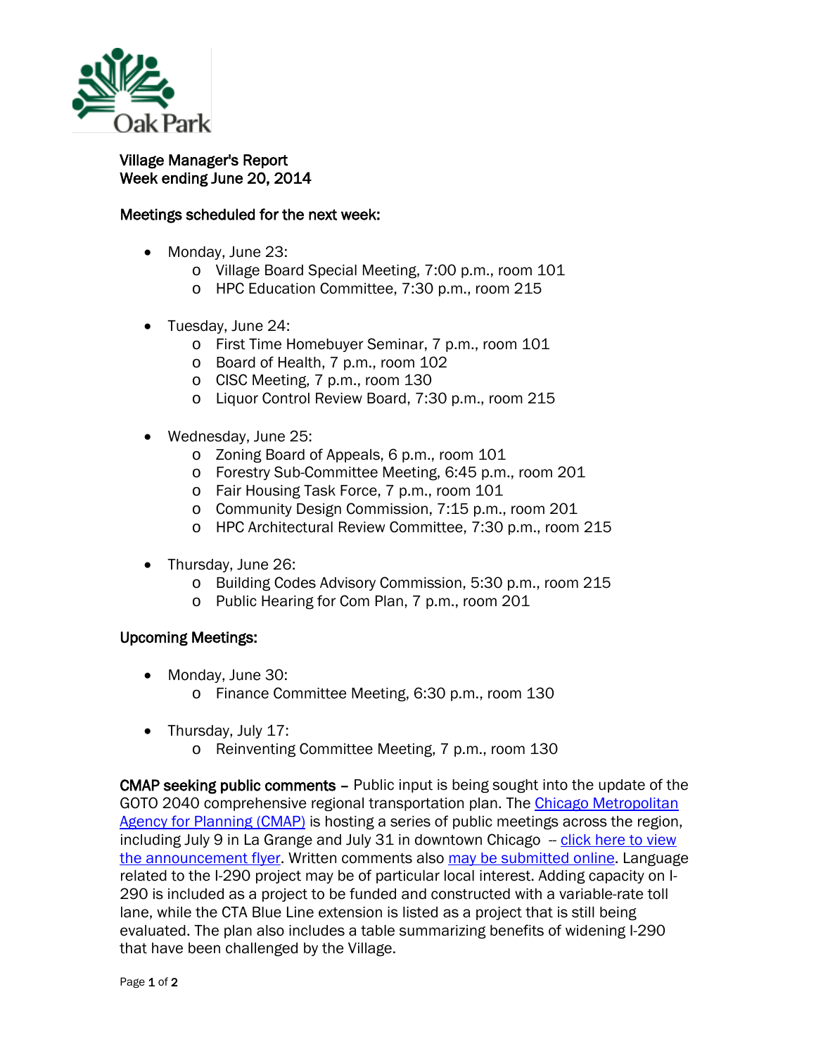Oak Park

**Village Manager's Report**
**Week ending June 20, 2014**

**Meetings scheduled for the next week:**

- Monday, June 23:
  - Village Board Special Meeting, 7:00 p.m., room 101
  - HPC Education Committee, 7:30 p.m., room 215

- Tuesday, June 24:
  - First Time Homebuyer Seminar, 7 p.m., room 101
  - Board of Health, 7 p.m., room 102
  - CISC Meeting, 7 p.m., room 130
  - Liquor Control Review Board, 7:30 p.m., room 215

- Wednesday, June 25:
  - Zoning Board of Appeals, 6 p.m., room 101
  - Forestry Sub-Committee Meeting, 6:45 p.m., room 201
  - Fair Housing Task Force, 7 p.m., room 101
  - Community Design Commission, 7:15 p.m., room 201
  - HPC Architectural Review Committee, 7:30 p.m., room 215

- Thursday, June 26:
  - Building Codes Advisory Commission, 5:30 p.m., room 215
  - Public Hearing for Com Plan, 7 p.m., room 201

**Upcoming Meetings:**

- Monday, June 30:
  - Finance Committee Meeting, 6:30 p.m., room 130

- Thursday, July 17:
  - Reinventing Committee Meeting, 7 p.m., room 130

**CMAP seeking public comments** – Public input is being sought into the update of the GOTO 2040 comprehensive regional transportation plan. The Chicago Metropolitan Agency for Planning (CMAP) is hosting a series of public meetings across the region, including July 9 in La Grange and July 31 in downtown Chicago -- click here to view the announcement flyer. Written comments also may be submitted online. Language related to the I-290 project may be of particular local interest. Adding capacity on I-290 is included as a project to be funded and constructed with a variable-rate toll lane, while the CTA Blue Line extension is listed as a project that is still being evaluated. The plan also includes a table summarizing benefits of widening I-290 that have been challenged by the Village.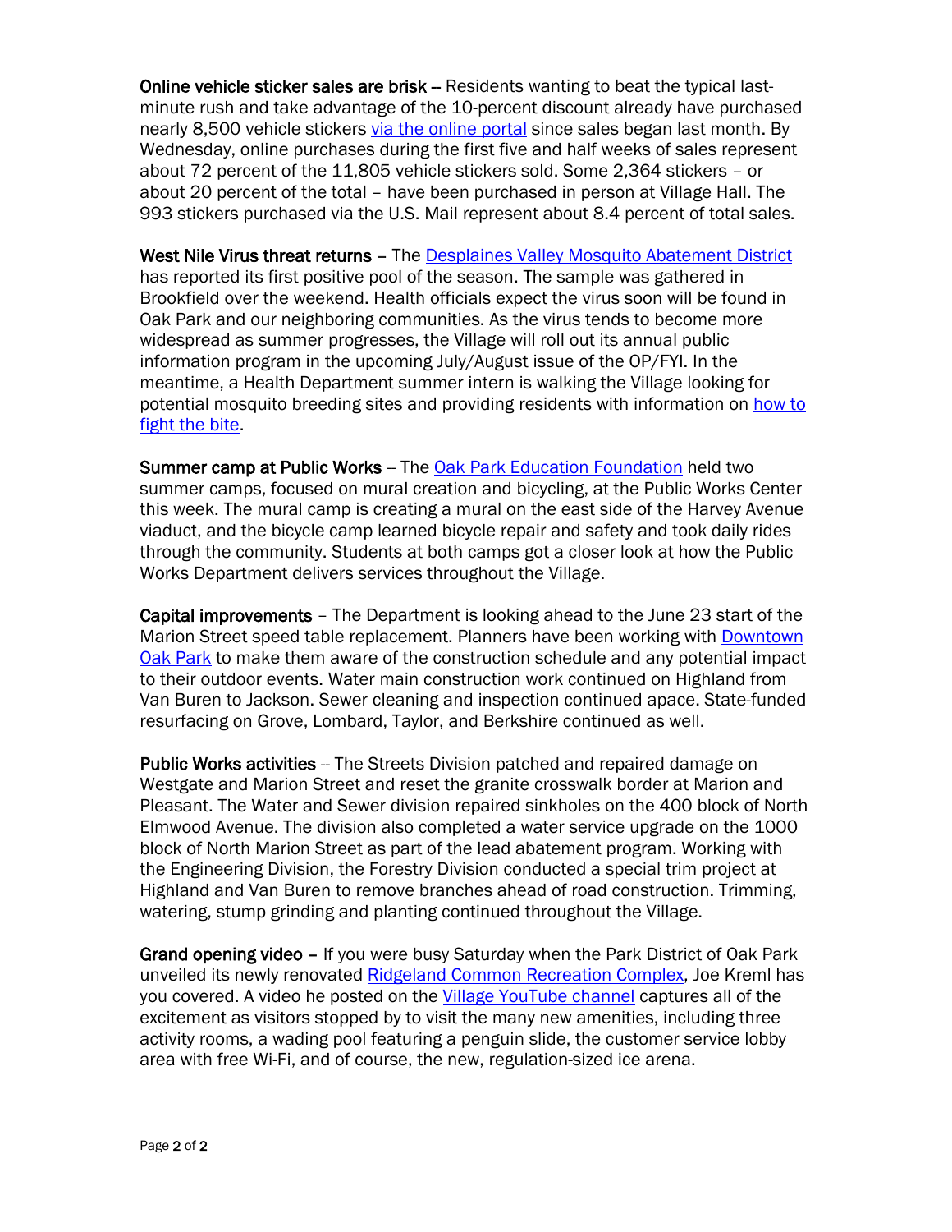**Online vehicle sticker sales are brisk** – Residents wanting to beat the typical last-minute rush and take advantage of the 10-percent discount already have purchased nearly 8,500 vehicle stickers via the online portal since sales began last month. By Wednesday, online purchases during the first five and half weeks of sales represent about 72 percent of the 11,805 vehicle stickers sold. Some 2,364 stickers – or about 20 percent of the total – have been purchased in person at Village Hall. The 993 stickers purchased via the U.S. Mail represent about 8.4 percent of total sales.

**West Nile Virus threat returns** – The Desplaines Valley Mosquito Abatement District has reported its first positive pool of the season. The sample was gathered in Brookfield over the weekend. Health officials expect the virus soon will be found in Oak Park and our neighboring communities. As the virus tends to become more widespread as summer progresses, the Village will roll out its annual public information program in the upcoming July/August issue of the OP/FYI. In the meantime, a Health Department summer intern is walking the Village looking for potential mosquito breeding sites and providing residents with information on how to fight the bite.

**Summer camp at Public Works** -- The Oak Park Education Foundation held two summer camps, focused on mural creation and bicycling, at the Public Works Center this week. The mural camp is creating a mural on the east side of the Harvey Avenue viaduct, and the bicycle camp learned bicycle repair and safety and took daily rides through the community. Students at both camps got a closer look at how the Public Works Department delivers services throughout the Village.

**Capital improvements** – The Department is looking ahead to the June 23 start of the Marion Street speed table replacement. Planners have been working with Downtown Oak Park to make them aware of the construction schedule and any potential impact to their outdoor events. Water main construction work continued on Highland from Van Buren to Jackson. Sewer cleaning and inspection continued apace. State-funded resurfacing on Grove, Lombard, Taylor, and Berkshire continued as well.

**Public Works activities** -- The Streets Division patched and repaired damage on Westgate and Marion Street and reset the granite crosswalk border at Marion and Pleasant. The Water and Sewer division repaired sinkholes on the 400 block of North Elmwood Avenue. The division also completed a water service upgrade on the 1000 block of North Marion Street as part of the lead abatement program. Working with the Engineering Division, the Forestry Division conducted a special trim project at Highland and Van Buren to remove branches ahead of road construction. Trimming, watering, stump grinding and planting continued throughout the Village.

**Grand opening video** – If you were busy Saturday when the Park District of Oak Park unveiled its newly renovated Ridgeland Common Recreation Complex, Joe Kreml has you covered. A video he posted on the Village YouTube channel captures all of the excitement as visitors stopped by to visit the many new amenities, including three activity rooms, a wading pool featuring a penguin slide, the customer service lobby area with free Wi-Fi, and of course, the new, regulation-sized ice arena.